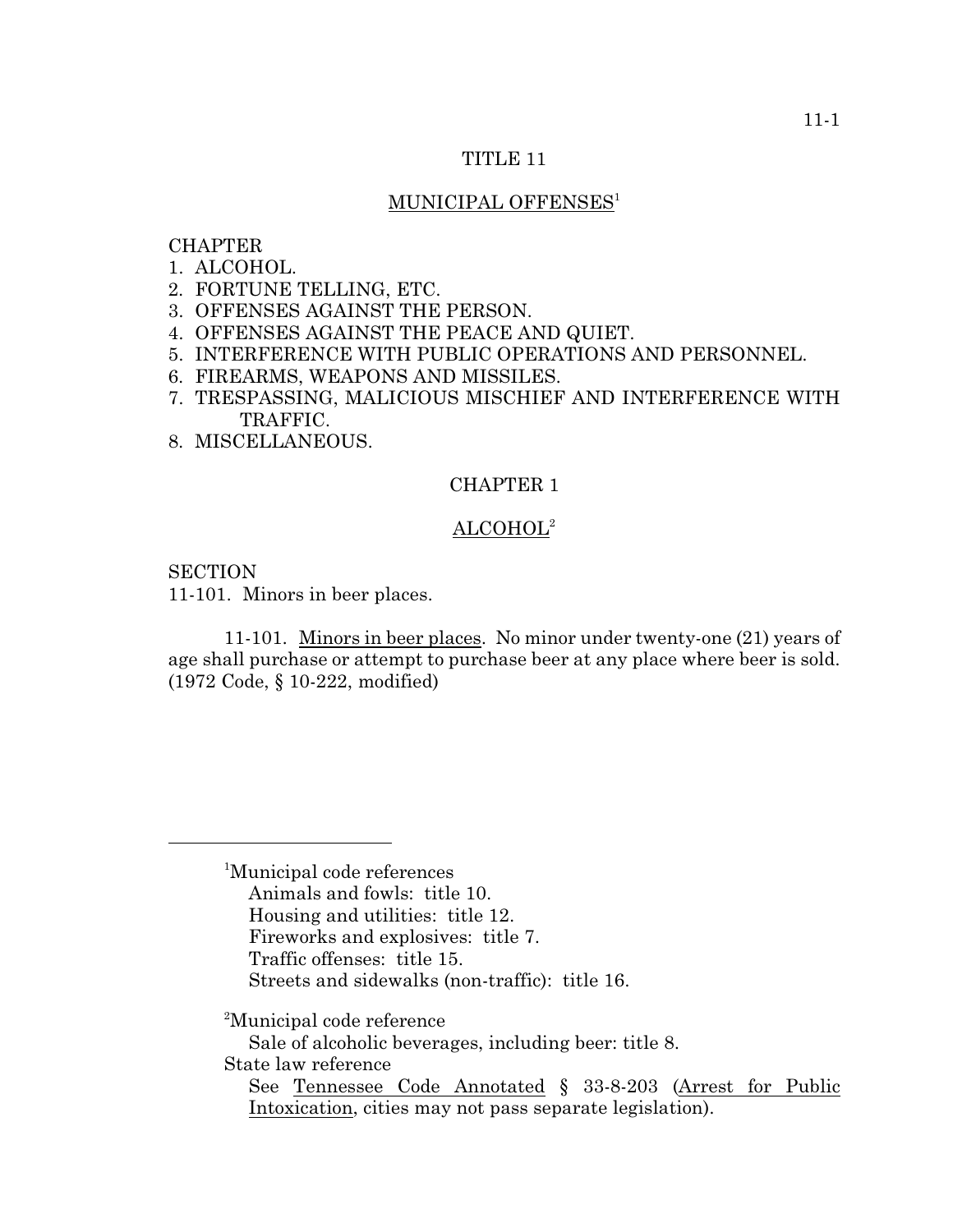# TITLE 11

## MUNICIPAL OFFENSES[1]

CHAPTER
1. ALCOHOL.
2. FORTUNE TELLING, ETC.
3. OFFENSES AGAINST THE PERSON.
4. OFFENSES AGAINST THE PEACE AND QUIET.
5. INTERFERENCE WITH PUBLIC OPERATIONS AND PERSONNEL.
6. FIREARMS, WEAPONS AND MISSILES.
7. TRESPASSING, MALICIOUS MISCHIEF AND INTERFERENCE WITH TRAFFIC.
8. MISCELLANEOUS.

## CHAPTER 1

## ALCOHOL[2]

SECTION
11-101. Minors in beer places.

11-101. Minors in beer places. No minor under twenty-one (21) years of age shall purchase or attempt to purchase beer at any place where beer is sold. (1972 Code, § 10-222, modified)

---

[1]Municipal code references
Animals and fowls: title 10.
Housing and utilities: title 12.
Fireworks and explosives: title 7.
Traffic offenses: title 15.
Streets and sidewalks (non-traffic): title 16.

[2]Municipal code reference
Sale of alcoholic beverages, including beer: title 8.
State law reference
See Tennessee Code Annotated § 33-8-203 (Arrest for Public Intoxication, cities may not pass separate legislation).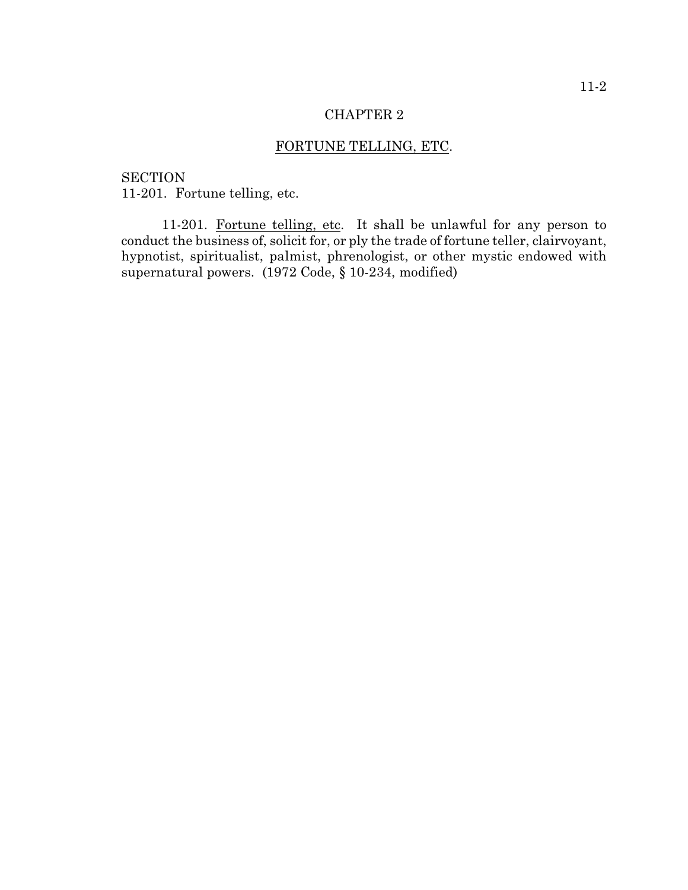# CHAPTER 2

## FORTUNE TELLING, ETC.

SECTION
11-201. Fortune telling, etc.

11-201. Fortune telling, etc. It shall be unlawful for any person to conduct the business of, solicit for, or ply the trade of fortune teller, clairvoyant, hypnotist, spiritualist, palmist, phrenologist, or other mystic endowed with supernatural powers. (1972 Code, § 10-234, modified)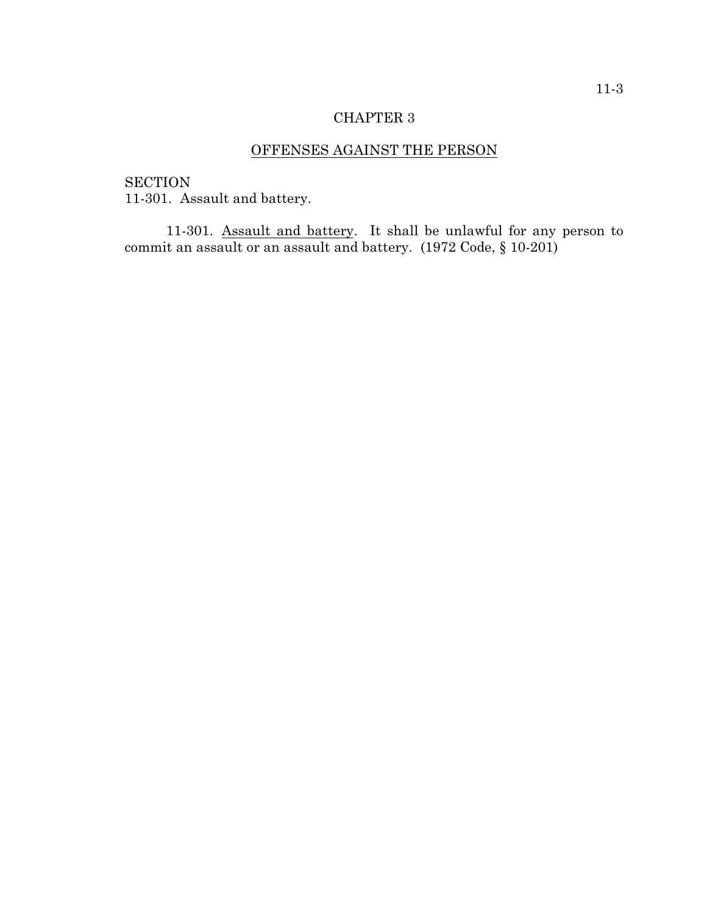# CHAPTER 3

## OFFENSES AGAINST THE PERSON

SECTION
11-301. Assault and battery.

11-301. Assault and battery. It shall be unlawful for any person to commit an assault or an assault and battery. (1972 Code, § 10-201)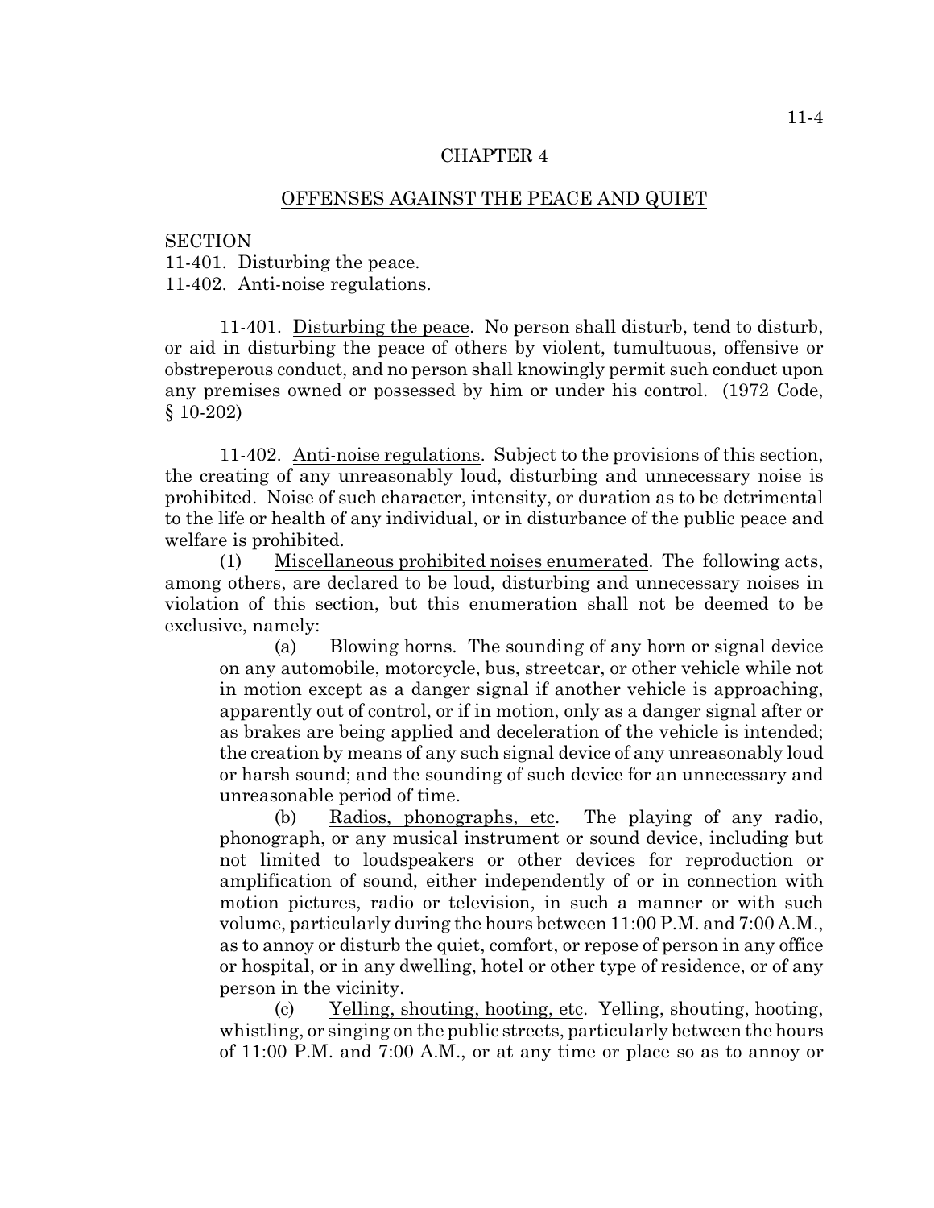## CHAPTER 4

## OFFENSES AGAINST THE PEACE AND QUIET

SECTION
11-401. Disturbing the peace.
11-402. Anti-noise regulations.

11-401. Disturbing the peace. No person shall disturb, tend to disturb, or aid in disturbing the peace of others by violent, tumultuous, offensive or obstreperous conduct, and no person shall knowingly permit such conduct upon any premises owned or possessed by him or under his control. (1972 Code, § 10-202)

11-402. Anti-noise regulations. Subject to the provisions of this section, the creating of any unreasonably loud, disturbing and unnecessary noise is prohibited. Noise of such character, intensity, or duration as to be detrimental to the life or health of any individual, or in disturbance of the public peace and welfare is prohibited.

(1) Miscellaneous prohibited noises enumerated. The following acts, among others, are declared to be loud, disturbing and unnecessary noises in violation of this section, but this enumeration shall not be deemed to be exclusive, namely:

(a) Blowing horns. The sounding of any horn or signal device on any automobile, motorcycle, bus, streetcar, or other vehicle while not in motion except as a danger signal if another vehicle is approaching, apparently out of control, or if in motion, only as a danger signal after or as brakes are being applied and deceleration of the vehicle is intended; the creation by means of any such signal device of any unreasonably loud or harsh sound; and the sounding of such device for an unnecessary and unreasonable period of time.

(b) Radios, phonographs, etc. The playing of any radio, phonograph, or any musical instrument or sound device, including but not limited to loudspeakers or other devices for reproduction or amplification of sound, either independently of or in connection with motion pictures, radio or television, in such a manner or with such volume, particularly during the hours between 11:00 P.M. and 7:00 A.M., as to annoy or disturb the quiet, comfort, or repose of person in any office or hospital, or in any dwelling, hotel or other type of residence, or of any person in the vicinity.

(c) Yelling, shouting, hooting, etc. Yelling, shouting, hooting, whistling, or singing on the public streets, particularly between the hours of 11:00 P.M. and 7:00 A.M., or at any time or place so as to annoy or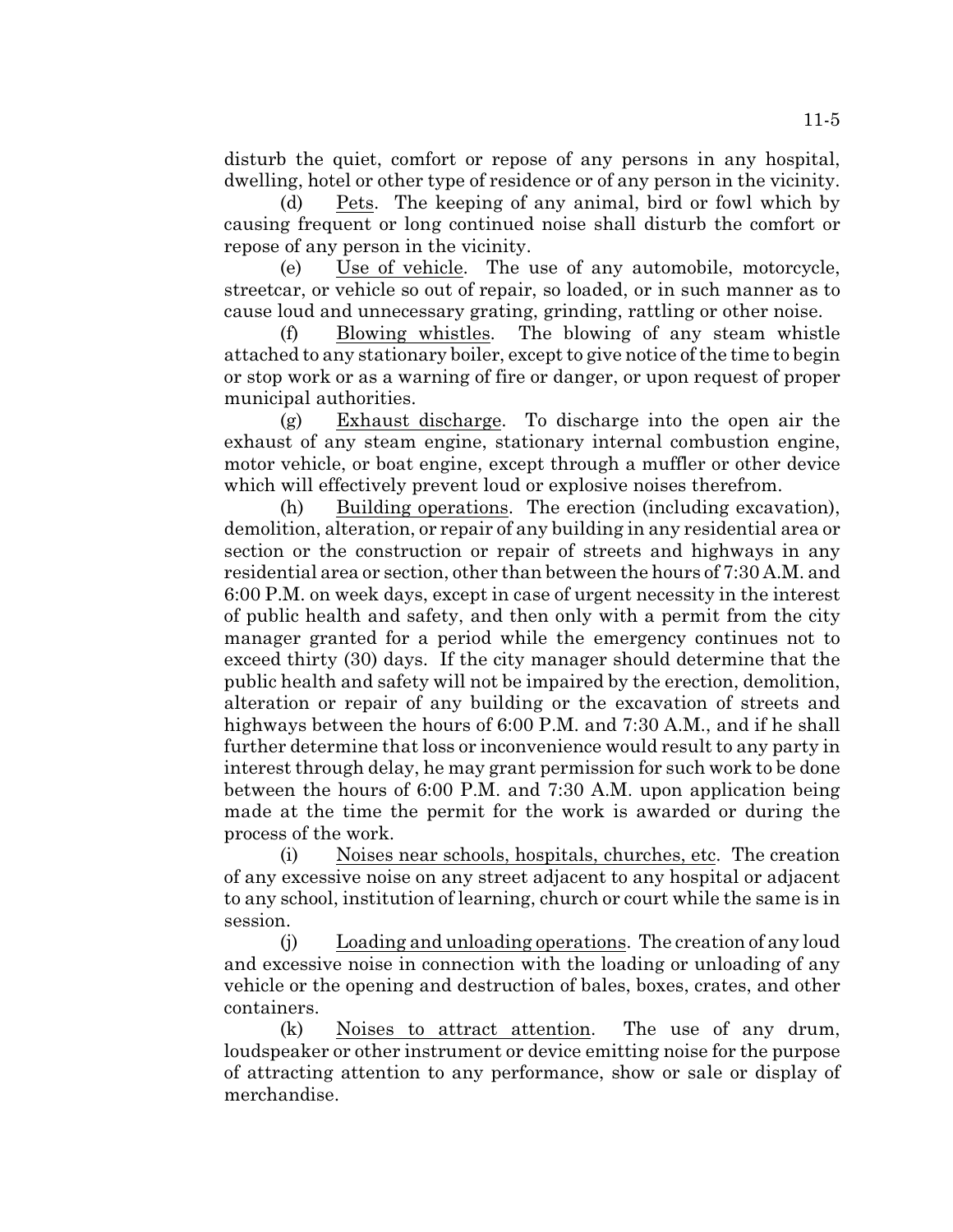disturb the quiet, comfort or repose of any persons in any hospital, dwelling, hotel or other type of residence or of any person in the vicinity.

(d) Pets. The keeping of any animal, bird or fowl which by causing frequent or long continued noise shall disturb the comfort or repose of any person in the vicinity.

(e) Use of vehicle. The use of any automobile, motorcycle, streetcar, or vehicle so out of repair, so loaded, or in such manner as to cause loud and unnecessary grating, grinding, rattling or other noise.

(f) Blowing whistles. The blowing of any steam whistle attached to any stationary boiler, except to give notice of the time to begin or stop work or as a warning of fire or danger, or upon request of proper municipal authorities.

(g) Exhaust discharge. To discharge into the open air the exhaust of any steam engine, stationary internal combustion engine, motor vehicle, or boat engine, except through a muffler or other device which will effectively prevent loud or explosive noises therefrom.

(h) Building operations. The erection (including excavation), demolition, alteration, or repair of any building in any residential area or section or the construction or repair of streets and highways in any residential area or section, other than between the hours of 7:30 A.M. and 6:00 P.M. on week days, except in case of urgent necessity in the interest of public health and safety, and then only with a permit from the city manager granted for a period while the emergency continues not to exceed thirty (30) days. If the city manager should determine that the public health and safety will not be impaired by the erection, demolition, alteration or repair of any building or the excavation of streets and highways between the hours of 6:00 P.M. and 7:30 A.M., and if he shall further determine that loss or inconvenience would result to any party in interest through delay, he may grant permission for such work to be done between the hours of 6:00 P.M. and 7:30 A.M. upon application being made at the time the permit for the work is awarded or during the process of the work.

(i) Noises near schools, hospitals, churches, etc. The creation of any excessive noise on any street adjacent to any hospital or adjacent to any school, institution of learning, church or court while the same is in session.

(j) Loading and unloading operations. The creation of any loud and excessive noise in connection with the loading or unloading of any vehicle or the opening and destruction of bales, boxes, crates, and other containers.

(k) Noises to attract attention. The use of any drum, loudspeaker or other instrument or device emitting noise for the purpose of attracting attention to any performance, show or sale or display of merchandise.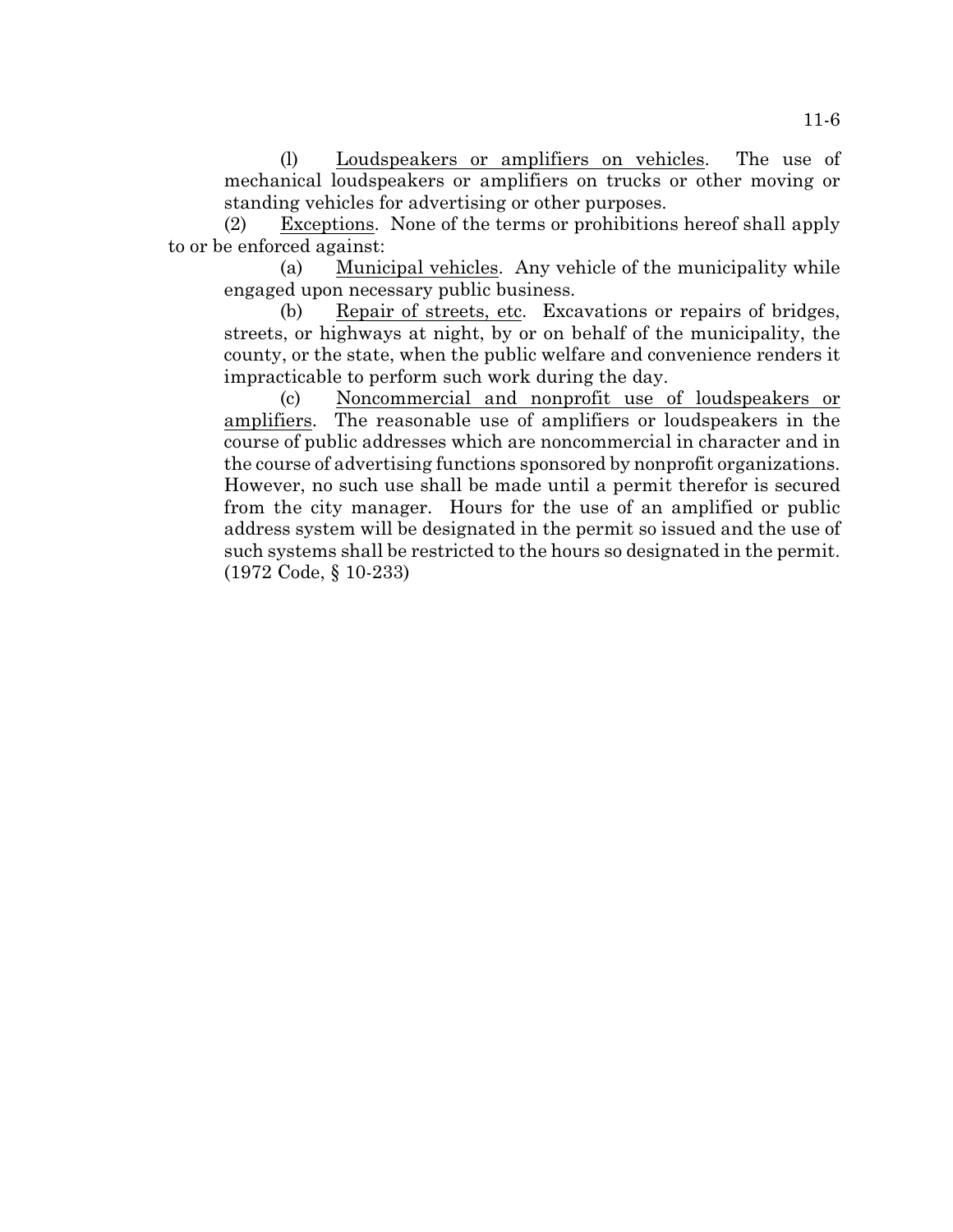(l) Loudspeakers or amplifiers on vehicles. The use of mechanical loudspeakers or amplifiers on trucks or other moving or standing vehicles for advertising or other purposes.

(2) Exceptions. None of the terms or prohibitions hereof shall apply to or be enforced against:

(a) Municipal vehicles. Any vehicle of the municipality while engaged upon necessary public business.

(b) Repair of streets, etc. Excavations or repairs of bridges, streets, or highways at night, by or on behalf of the municipality, the county, or the state, when the public welfare and convenience renders it impracticable to perform such work during the day.

(c) Noncommercial and nonprofit use of loudspeakers or amplifiers. The reasonable use of amplifiers or loudspeakers in the course of public addresses which are noncommercial in character and in the course of advertising functions sponsored by nonprofit organizations. However, no such use shall be made until a permit therefor is secured from the city manager. Hours for the use of an amplified or public address system will be designated in the permit so issued and the use of such systems shall be restricted to the hours so designated in the permit. (1972 Code, § 10-233)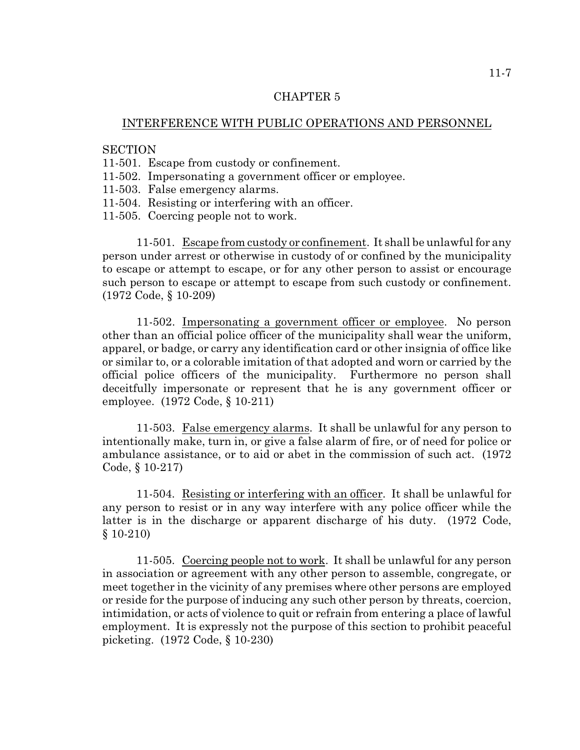# CHAPTER 5

## INTERFERENCE WITH PUBLIC OPERATIONS AND PERSONNEL

SECTION
11-501. Escape from custody or confinement.
11-502. Impersonating a government officer or employee.
11-503. False emergency alarms.
11-504. Resisting or interfering with an officer.
11-505. Coercing people not to work.

11-501. Escape from custody or confinement. It shall be unlawful for any person under arrest or otherwise in custody of or confined by the municipality to escape or attempt to escape, or for any other person to assist or encourage such person to escape or attempt to escape from such custody or confinement. (1972 Code, § 10-209)

11-502. Impersonating a government officer or employee. No person other than an official police officer of the municipality shall wear the uniform, apparel, or badge, or carry any identification card or other insignia of office like or similar to, or a colorable imitation of that adopted and worn or carried by the official police officers of the municipality. Furthermore no person shall deceitfully impersonate or represent that he is any government officer or employee. (1972 Code, § 10-211)

11-503. False emergency alarms. It shall be unlawful for any person to intentionally make, turn in, or give a false alarm of fire, or of need for police or ambulance assistance, or to aid or abet in the commission of such act. (1972 Code, § 10-217)

11-504. Resisting or interfering with an officer. It shall be unlawful for any person to resist or in any way interfere with any police officer while the latter is in the discharge or apparent discharge of his duty. (1972 Code, § 10-210)

11-505. Coercing people not to work. It shall be unlawful for any person in association or agreement with any other person to assemble, congregate, or meet together in the vicinity of any premises where other persons are employed or reside for the purpose of inducing any such other person by threats, coercion, intimidation, or acts of violence to quit or refrain from entering a place of lawful employment. It is expressly not the purpose of this section to prohibit peaceful picketing. (1972 Code, § 10-230)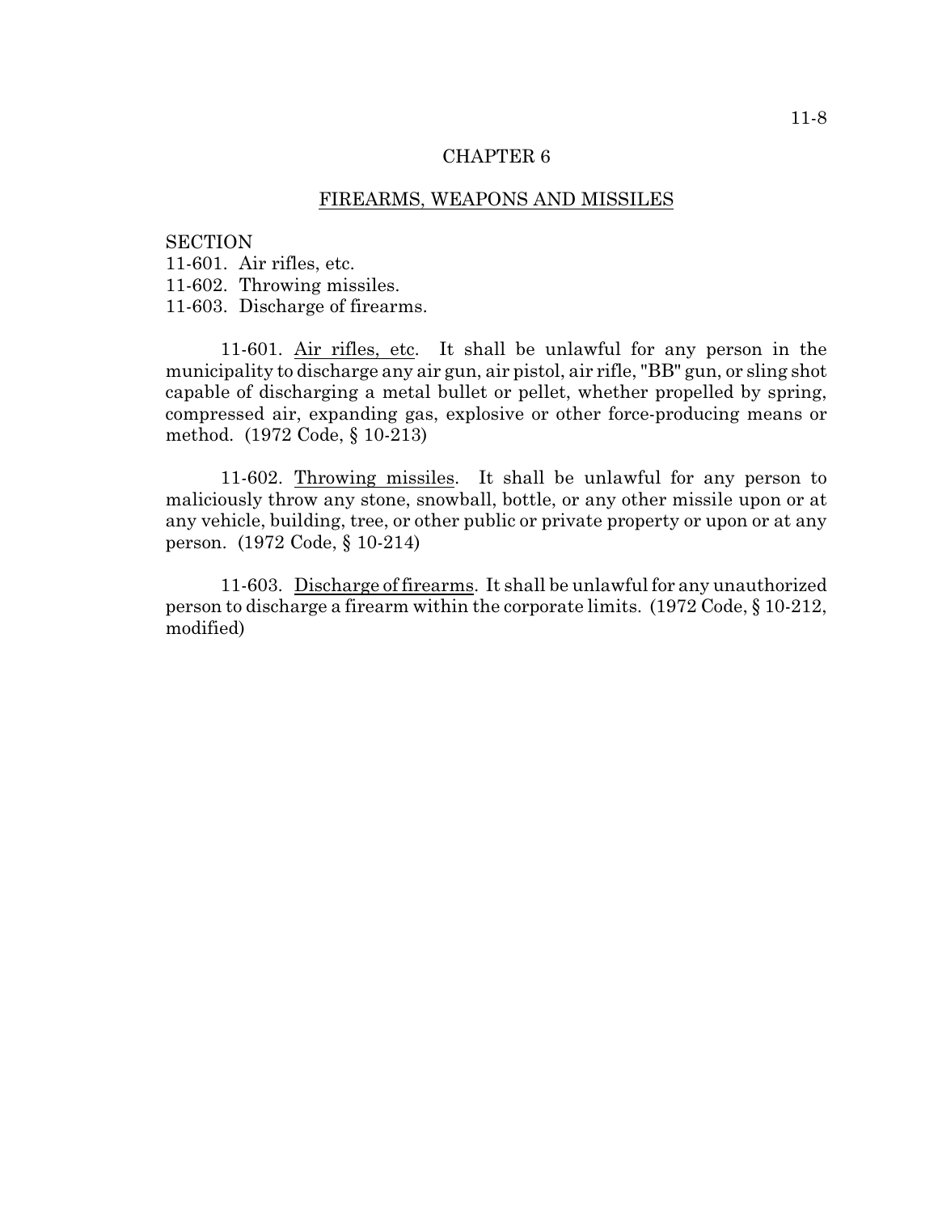# CHAPTER 6

## FIREARMS, WEAPONS AND MISSILES

SECTION
11-601. Air rifles, etc.
11-602. Throwing missiles.
11-603. Discharge of firearms.

11-601. Air rifles, etc. It shall be unlawful for any person in the municipality to discharge any air gun, air pistol, air rifle, "BB" gun, or sling shot capable of discharging a metal bullet or pellet, whether propelled by spring, compressed air, expanding gas, explosive or other force-producing means or method. (1972 Code, § 10-213)

11-602. Throwing missiles. It shall be unlawful for any person to maliciously throw any stone, snowball, bottle, or any other missile upon or at any vehicle, building, tree, or other public or private property or upon or at any person. (1972 Code, § 10-214)

11-603. Discharge of firearms. It shall be unlawful for any unauthorized person to discharge a firearm within the corporate limits. (1972 Code, § 10-212, modified)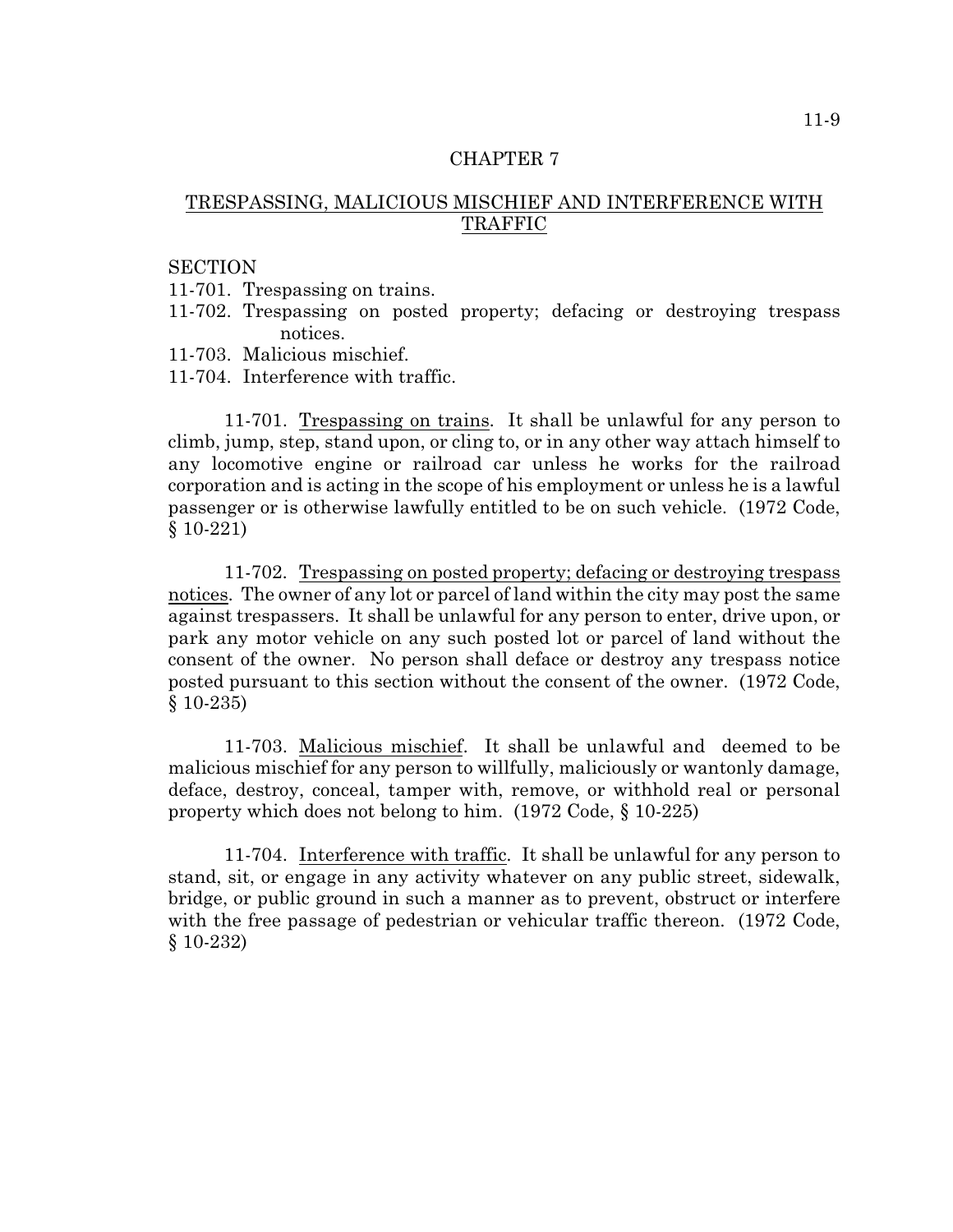# CHAPTER 7

## TRESPASSING, MALICIOUS MISCHIEF AND INTERFERENCE WITH TRAFFIC

SECTION

11-701. Trespassing on trains.
11-702. Trespassing on posted property; defacing or destroying trespass notices.
11-703. Malicious mischief.
11-704. Interference with traffic.

11-701. Trespassing on trains. It shall be unlawful for any person to climb, jump, step, stand upon, or cling to, or in any other way attach himself to any locomotive engine or railroad car unless he works for the railroad corporation and is acting in the scope of his employment or unless he is a lawful passenger or is otherwise lawfully entitled to be on such vehicle. (1972 Code, § 10-221)

11-702. Trespassing on posted property; defacing or destroying trespass notices. The owner of any lot or parcel of land within the city may post the same against trespassers. It shall be unlawful for any person to enter, drive upon, or park any motor vehicle on any such posted lot or parcel of land without the consent of the owner. No person shall deface or destroy any trespass notice posted pursuant to this section without the consent of the owner. (1972 Code, § 10-235)

11-703. Malicious mischief. It shall be unlawful and deemed to be malicious mischief for any person to willfully, maliciously or wantonly damage, deface, destroy, conceal, tamper with, remove, or withhold real or personal property which does not belong to him. (1972 Code, § 10-225)

11-704. Interference with traffic. It shall be unlawful for any person to stand, sit, or engage in any activity whatever on any public street, sidewalk, bridge, or public ground in such a manner as to prevent, obstruct or interfere with the free passage of pedestrian or vehicular traffic thereon. (1972 Code, § 10-232)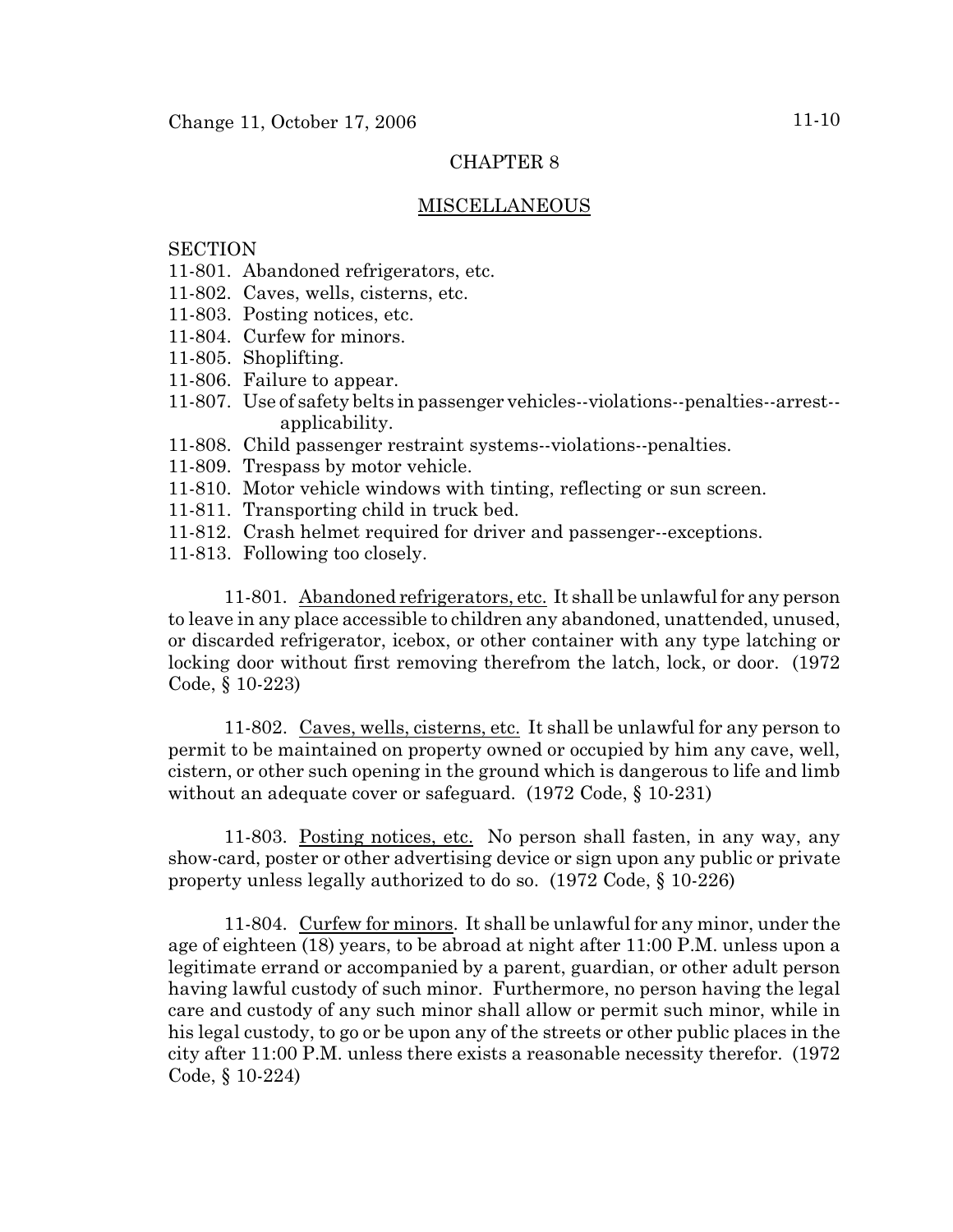# CHAPTER 8

## MISCELLANEOUS

SECTION

11-801. Abandoned refrigerators, etc.
11-802. Caves, wells, cisterns, etc.
11-803. Posting notices, etc.
11-804. Curfew for minors.
11-805. Shoplifting.
11-806. Failure to appear.
11-807. Use of safety belts in passenger vehicles--violations--penalties--arrest--applicability.
11-808. Child passenger restraint systems--violations--penalties.
11-809. Trespass by motor vehicle.
11-810. Motor vehicle windows with tinting, reflecting or sun screen.
11-811. Transporting child in truck bed.
11-812. Crash helmet required for driver and passenger--exceptions.
11-813. Following too closely.

11-801. Abandoned refrigerators, etc. It shall be unlawful for any person to leave in any place accessible to children any abandoned, unattended, unused, or discarded refrigerator, icebox, or other container with any type latching or locking door without first removing therefrom the latch, lock, or door. (1972 Code, § 10-223)

11-802. Caves, wells, cisterns, etc. It shall be unlawful for any person to permit to be maintained on property owned or occupied by him any cave, well, cistern, or other such opening in the ground which is dangerous to life and limb without an adequate cover or safeguard. (1972 Code, § 10-231)

11-803. Posting notices, etc. No person shall fasten, in any way, any show-card, poster or other advertising device or sign upon any public or private property unless legally authorized to do so. (1972 Code, § 10-226)

11-804. Curfew for minors. It shall be unlawful for any minor, under the age of eighteen (18) years, to be abroad at night after 11:00 P.M. unless upon a legitimate errand or accompanied by a parent, guardian, or other adult person having lawful custody of such minor. Furthermore, no person having the legal care and custody of any such minor shall allow or permit such minor, while in his legal custody, to go or be upon any of the streets or other public places in the city after 11:00 P.M. unless there exists a reasonable necessity therefor. (1972 Code, § 10-224)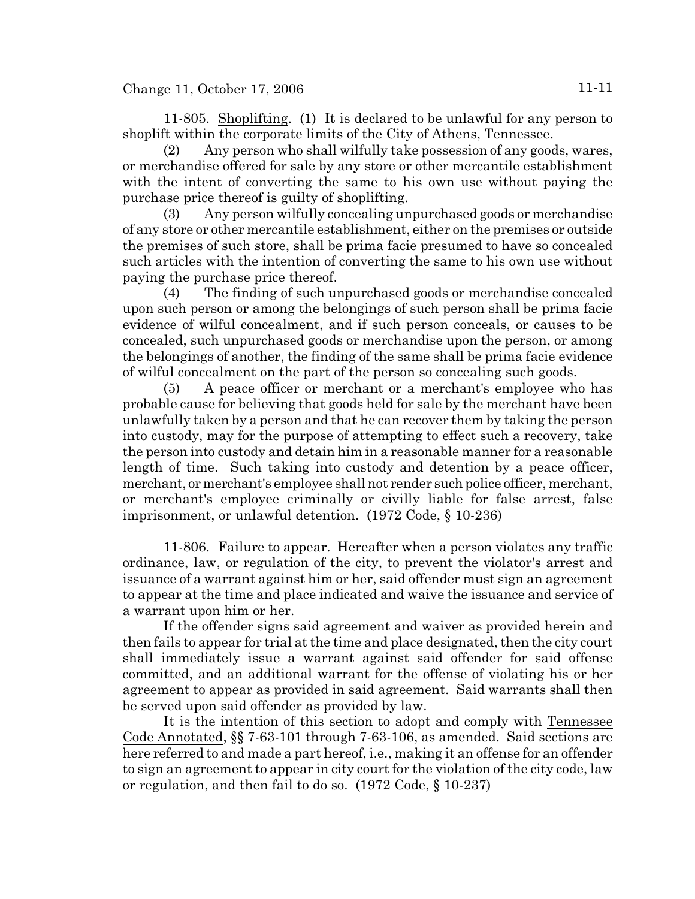11-805. Shoplifting. (1) It is declared to be unlawful for any person to shoplift within the corporate limits of the City of Athens, Tennessee.

(2) Any person who shall wilfully take possession of any goods, wares, or merchandise offered for sale by any store or other mercantile establishment with the intent of converting the same to his own use without paying the purchase price thereof is guilty of shoplifting.

(3) Any person wilfully concealing unpurchased goods or merchandise of any store or other mercantile establishment, either on the premises or outside the premises of such store, shall be prima facie presumed to have so concealed such articles with the intention of converting the same to his own use without paying the purchase price thereof.

(4) The finding of such unpurchased goods or merchandise concealed upon such person or among the belongings of such person shall be prima facie evidence of wilful concealment, and if such person conceals, or causes to be concealed, such unpurchased goods or merchandise upon the person, or among the belongings of another, the finding of the same shall be prima facie evidence of wilful concealment on the part of the person so concealing such goods.

(5) A peace officer or merchant or a merchant's employee who has probable cause for believing that goods held for sale by the merchant have been unlawfully taken by a person and that he can recover them by taking the person into custody, may for the purpose of attempting to effect such a recovery, take the person into custody and detain him in a reasonable manner for a reasonable length of time. Such taking into custody and detention by a peace officer, merchant, or merchant's employee shall not render such police officer, merchant, or merchant's employee criminally or civilly liable for false arrest, false imprisonment, or unlawful detention. (1972 Code, § 10-236)

11-806. Failure to appear. Hereafter when a person violates any traffic ordinance, law, or regulation of the city, to prevent the violator's arrest and issuance of a warrant against him or her, said offender must sign an agreement to appear at the time and place indicated and waive the issuance and service of a warrant upon him or her.

If the offender signs said agreement and waiver as provided herein and then fails to appear for trial at the time and place designated, then the city court shall immediately issue a warrant against said offender for said offense committed, and an additional warrant for the offense of violating his or her agreement to appear as provided in said agreement. Said warrants shall then be served upon said offender as provided by law.

It is the intention of this section to adopt and comply with Tennessee Code Annotated, §§ 7-63-101 through 7-63-106, as amended. Said sections are here referred to and made a part hereof, i.e., making it an offense for an offender to sign an agreement to appear in city court for the violation of the city code, law or regulation, and then fail to do so. (1972 Code, § 10-237)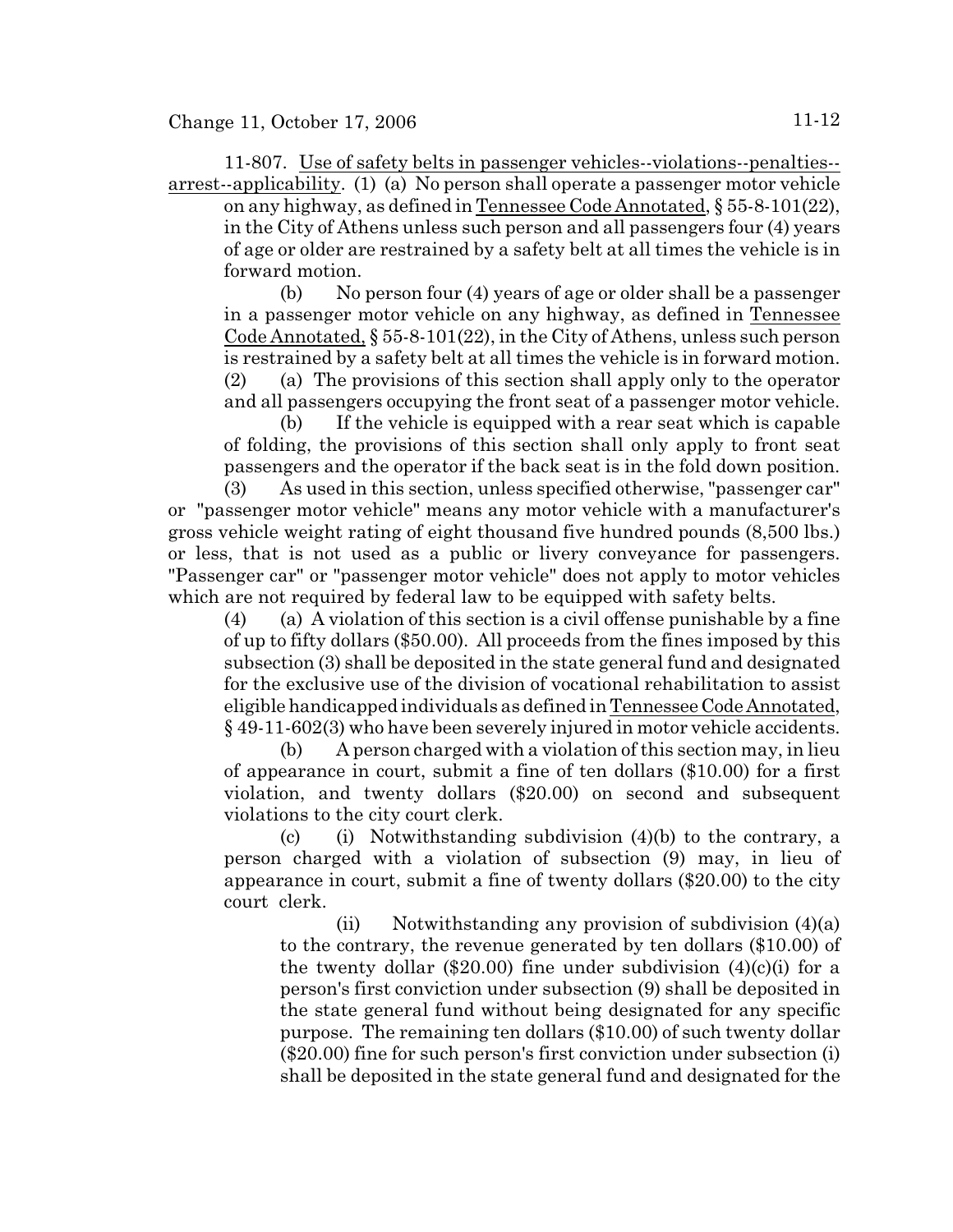11-807. Use of safety belts in passenger vehicles--violations--penalties--arrest--applicability. (1) (a) No person shall operate a passenger motor vehicle on any highway, as defined in Tennessee Code Annotated, § 55-8-101(22), in the City of Athens unless such person and all passengers four (4) years of age or older are restrained by a safety belt at all times the vehicle is in forward motion.

(b) No person four (4) years of age or older shall be a passenger in a passenger motor vehicle on any highway, as defined in Tennessee Code Annotated, § 55-8-101(22), in the City of Athens, unless such person is restrained by a safety belt at all times the vehicle is in forward motion.

(2) (a) The provisions of this section shall apply only to the operator and all passengers occupying the front seat of a passenger motor vehicle.

(b) If the vehicle is equipped with a rear seat which is capable of folding, the provisions of this section shall only apply to front seat passengers and the operator if the back seat is in the fold down position.

(3) As used in this section, unless specified otherwise, "passenger car" or "passenger motor vehicle" means any motor vehicle with a manufacturer's gross vehicle weight rating of eight thousand five hundred pounds (8,500 lbs.) or less, that is not used as a public or livery conveyance for passengers. "Passenger car" or "passenger motor vehicle" does not apply to motor vehicles which are not required by federal law to be equipped with safety belts.

(4) (a) A violation of this section is a civil offense punishable by a fine of up to fifty dollars ($50.00). All proceeds from the fines imposed by this subsection (3) shall be deposited in the state general fund and designated for the exclusive use of the division of vocational rehabilitation to assist eligible handicapped individuals as defined in Tennessee Code Annotated, § 49-11-602(3) who have been severely injured in motor vehicle accidents.

(b) A person charged with a violation of this section may, in lieu of appearance in court, submit a fine of ten dollars ($10.00) for a first violation, and twenty dollars ($20.00) on second and subsequent violations to the city court clerk.

(c) (i) Notwithstanding subdivision (4)(b) to the contrary, a person charged with a violation of subsection (9) may, in lieu of appearance in court, submit a fine of twenty dollars ($20.00) to the city court clerk.

(ii) Notwithstanding any provision of subdivision (4)(a) to the contrary, the revenue generated by ten dollars ($10.00) of the twenty dollar ($20.00) fine under subdivision (4)(c)(i) for a person's first conviction under subsection (9) shall be deposited in the state general fund without being designated for any specific purpose. The remaining ten dollars ($10.00) of such twenty dollar ($20.00) fine for such person's first conviction under subsection (i) shall be deposited in the state general fund and designated for the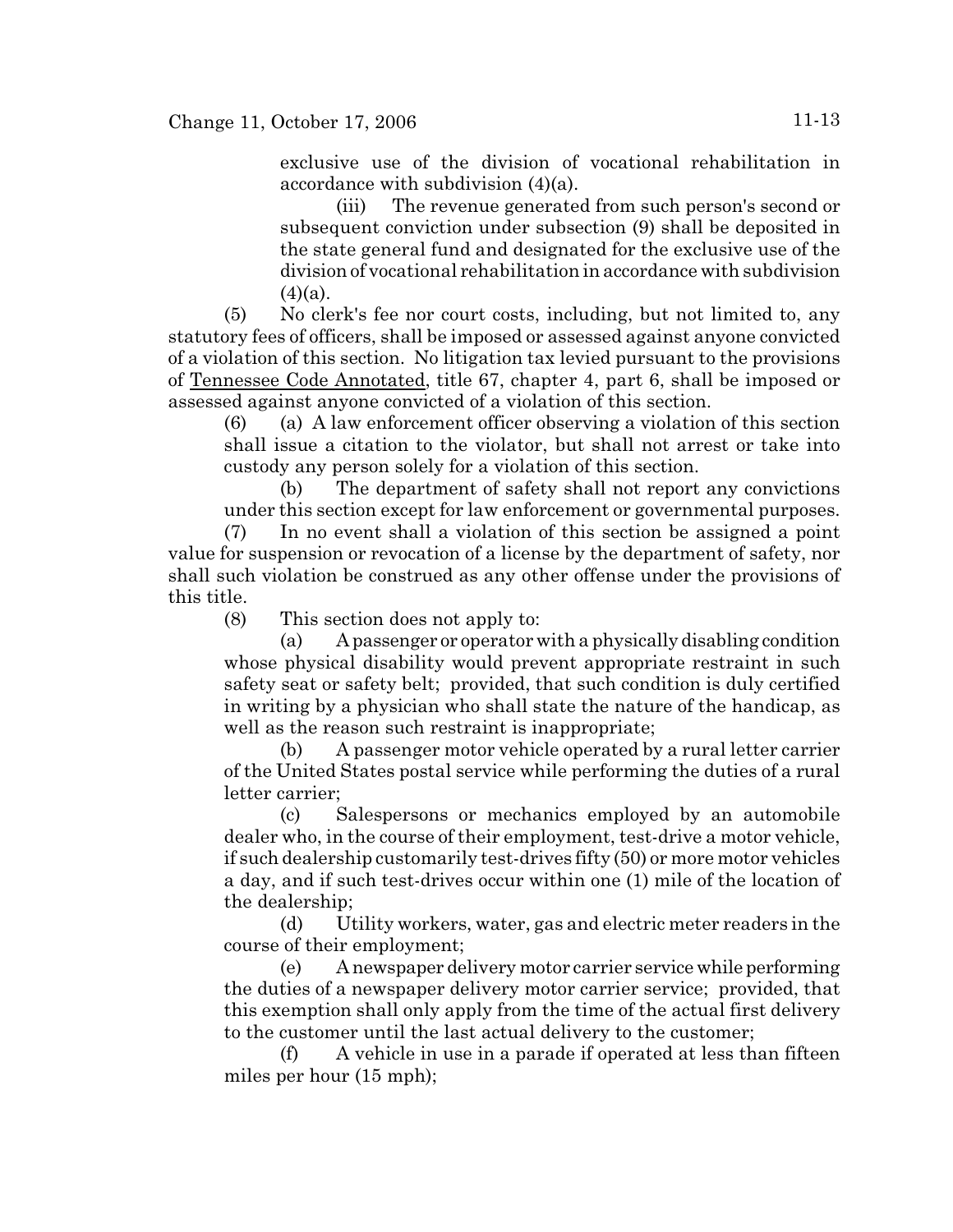exclusive use of the division of vocational rehabilitation in accordance with subdivision (4)(a).

(iii) The revenue generated from such person's second or subsequent conviction under subsection (9) shall be deposited in the state general fund and designated for the exclusive use of the division of vocational rehabilitation in accordance with subdivision (4)(a).

(5) No clerk's fee nor court costs, including, but not limited to, any statutory fees of officers, shall be imposed or assessed against anyone convicted of a violation of this section. No litigation tax levied pursuant to the provisions of Tennessee Code Annotated, title 67, chapter 4, part 6, shall be imposed or assessed against anyone convicted of a violation of this section.

(6) (a) A law enforcement officer observing a violation of this section shall issue a citation to the violator, but shall not arrest or take into custody any person solely for a violation of this section.

(b) The department of safety shall not report any convictions under this section except for law enforcement or governmental purposes.

(7) In no event shall a violation of this section be assigned a point value for suspension or revocation of a license by the department of safety, nor shall such violation be construed as any other offense under the provisions of this title.

(8) This section does not apply to:

(a) A passenger or operator with a physically disabling condition whose physical disability would prevent appropriate restraint in such safety seat or safety belt; provided, that such condition is duly certified in writing by a physician who shall state the nature of the handicap, as well as the reason such restraint is inappropriate;

(b) A passenger motor vehicle operated by a rural letter carrier of the United States postal service while performing the duties of a rural letter carrier;

(c) Salespersons or mechanics employed by an automobile dealer who, in the course of their employment, test-drive a motor vehicle, if such dealership customarily test-drives fifty (50) or more motor vehicles a day, and if such test-drives occur within one (1) mile of the location of the dealership;

(d) Utility workers, water, gas and electric meter readers in the course of their employment;

(e) A newspaper delivery motor carrier service while performing the duties of a newspaper delivery motor carrier service; provided, that this exemption shall only apply from the time of the actual first delivery to the customer until the last actual delivery to the customer;

(f) A vehicle in use in a parade if operated at less than fifteen miles per hour (15 mph);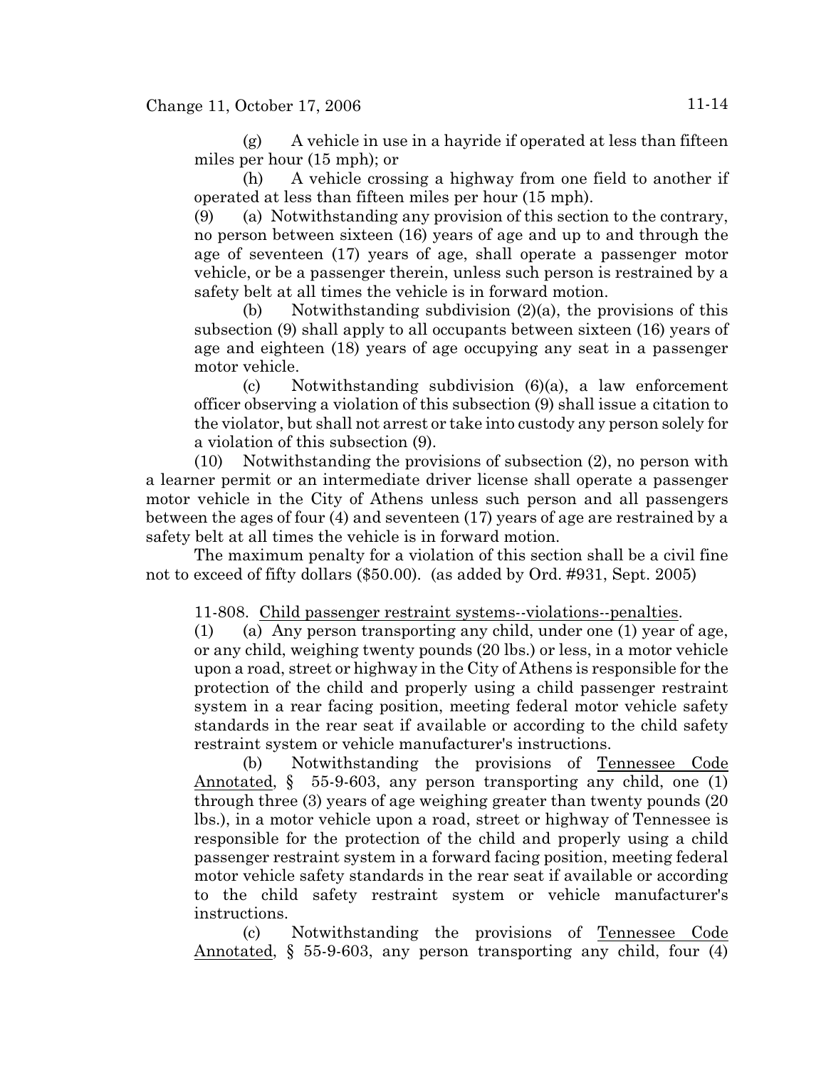(g) A vehicle in use in a hayride if operated at less than fifteen miles per hour (15 mph); or

(h) A vehicle crossing a highway from one field to another if operated at less than fifteen miles per hour (15 mph).

(9) (a) Notwithstanding any provision of this section to the contrary, no person between sixteen (16) years of age and up to and through the age of seventeen (17) years of age, shall operate a passenger motor vehicle, or be a passenger therein, unless such person is restrained by a safety belt at all times the vehicle is in forward motion.

(b) Notwithstanding subdivision (2)(a), the provisions of this subsection (9) shall apply to all occupants between sixteen (16) years of age and eighteen (18) years of age occupying any seat in a passenger motor vehicle.

(c) Notwithstanding subdivision (6)(a), a law enforcement officer observing a violation of this subsection (9) shall issue a citation to the violator, but shall not arrest or take into custody any person solely for a violation of this subsection (9).

(10) Notwithstanding the provisions of subsection (2), no person with a learner permit or an intermediate driver license shall operate a passenger motor vehicle in the City of Athens unless such person and all passengers between the ages of four (4) and seventeen (17) years of age are restrained by a safety belt at all times the vehicle is in forward motion.

The maximum penalty for a violation of this section shall be a civil fine not to exceed of fifty dollars ($50.00). (as added by Ord. #931, Sept. 2005)

11-808. Child passenger restraint systems--violations--penalties.

(1) (a) Any person transporting any child, under one (1) year of age, or any child, weighing twenty pounds (20 lbs.) or less, in a motor vehicle upon a road, street or highway in the City of Athens is responsible for the protection of the child and properly using a child passenger restraint system in a rear facing position, meeting federal motor vehicle safety standards in the rear seat if available or according to the child safety restraint system or vehicle manufacturer's instructions.

(b) Notwithstanding the provisions of Tennessee Code Annotated, § 55-9-603, any person transporting any child, one (1) through three (3) years of age weighing greater than twenty pounds (20 lbs.), in a motor vehicle upon a road, street or highway of Tennessee is responsible for the protection of the child and properly using a child passenger restraint system in a forward facing position, meeting federal motor vehicle safety standards in the rear seat if available or according to the child safety restraint system or vehicle manufacturer's instructions.

(c) Notwithstanding the provisions of Tennessee Code Annotated, § 55-9-603, any person transporting any child, four (4)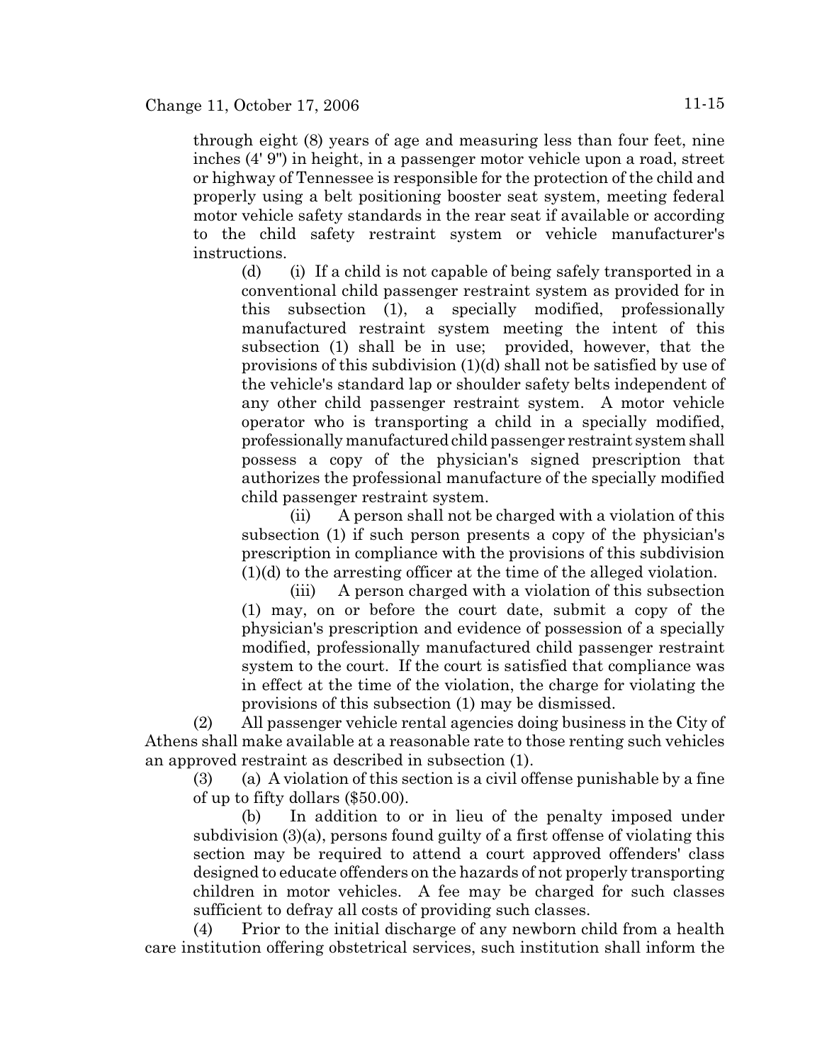through eight (8) years of age and measuring less than four feet, nine inches (4' 9") in height, in a passenger motor vehicle upon a road, street or highway of Tennessee is responsible for the protection of the child and properly using a belt positioning booster seat system, meeting federal motor vehicle safety standards in the rear seat if available or according to the child safety restraint system or vehicle manufacturer's instructions.

(d) (i) If a child is not capable of being safely transported in a conventional child passenger restraint system as provided for in this subsection (1), a specially modified, professionally manufactured restraint system meeting the intent of this subsection (1) shall be in use; provided, however, that the provisions of this subdivision (1)(d) shall not be satisfied by use of the vehicle's standard lap or shoulder safety belts independent of any other child passenger restraint system. A motor vehicle operator who is transporting a child in a specially modified, professionally manufactured child passenger restraint system shall possess a copy of the physician's signed prescription that authorizes the professional manufacture of the specially modified child passenger restraint system.

(ii) A person shall not be charged with a violation of this subsection (1) if such person presents a copy of the physician's prescription in compliance with the provisions of this subdivision (1)(d) to the arresting officer at the time of the alleged violation.

(iii) A person charged with a violation of this subsection (1) may, on or before the court date, submit a copy of the physician's prescription and evidence of possession of a specially modified, professionally manufactured child passenger restraint system to the court. If the court is satisfied that compliance was in effect at the time of the violation, the charge for violating the provisions of this subsection (1) may be dismissed.

(2) All passenger vehicle rental agencies doing business in the City of Athens shall make available at a reasonable rate to those renting such vehicles an approved restraint as described in subsection (1).

(3) (a) A violation of this section is a civil offense punishable by a fine of up to fifty dollars ($50.00).

(b) In addition to or in lieu of the penalty imposed under subdivision (3)(a), persons found guilty of a first offense of violating this section may be required to attend a court approved offenders' class designed to educate offenders on the hazards of not properly transporting children in motor vehicles. A fee may be charged for such classes sufficient to defray all costs of providing such classes.

(4) Prior to the initial discharge of any newborn child from a health care institution offering obstetrical services, such institution shall inform the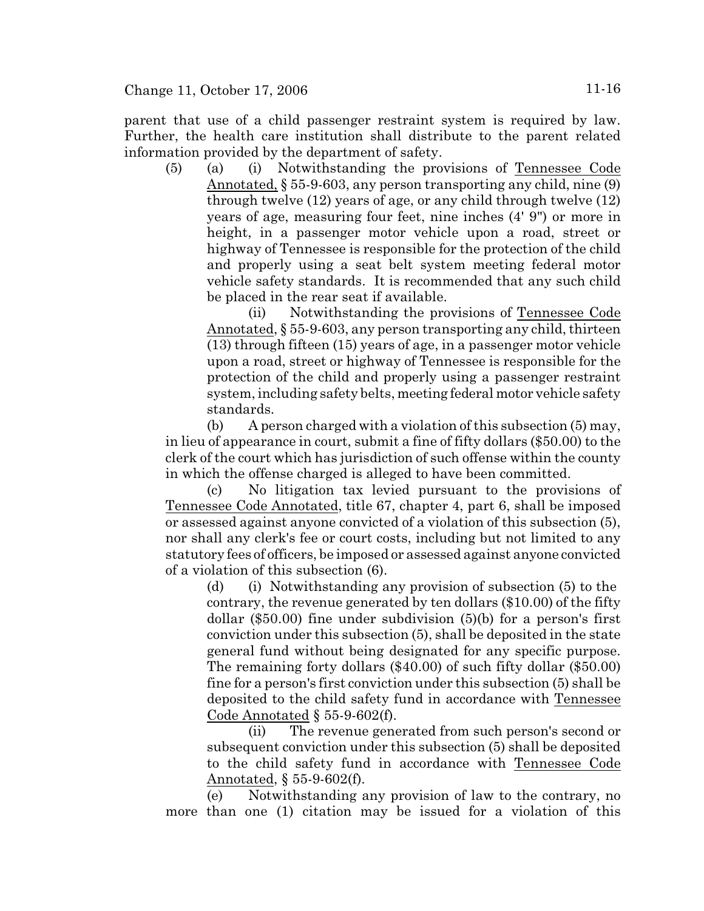parent that use of a child passenger restraint system is required by law. Further, the health care institution shall distribute to the parent related information provided by the department of safety.

(5) (a) (i) Notwithstanding the provisions of Tennessee Code Annotated, § 55-9-603, any person transporting any child, nine (9) through twelve (12) years of age, or any child through twelve (12) years of age, measuring four feet, nine inches (4' 9") or more in height, in a passenger motor vehicle upon a road, street or highway of Tennessee is responsible for the protection of the child and properly using a seat belt system meeting federal motor vehicle safety standards. It is recommended that any such child be placed in the rear seat if available.

(ii) Notwithstanding the provisions of Tennessee Code Annotated, § 55-9-603, any person transporting any child, thirteen (13) through fifteen (15) years of age, in a passenger motor vehicle upon a road, street or highway of Tennessee is responsible for the protection of the child and properly using a passenger restraint system, including safety belts, meeting federal motor vehicle safety standards.

(b) A person charged with a violation of this subsection (5) may, in lieu of appearance in court, submit a fine of fifty dollars ($50.00) to the clerk of the court which has jurisdiction of such offense within the county in which the offense charged is alleged to have been committed.

(c) No litigation tax levied pursuant to the provisions of Tennessee Code Annotated, title 67, chapter 4, part 6, shall be imposed or assessed against anyone convicted of a violation of this subsection (5), nor shall any clerk's fee or court costs, including but not limited to any statutory fees of officers, be imposed or assessed against anyone convicted of a violation of this subsection (6).

(d) (i) Notwithstanding any provision of subsection (5) to the contrary, the revenue generated by ten dollars ($10.00) of the fifty dollar ($50.00) fine under subdivision (5)(b) for a person's first conviction under this subsection (5), shall be deposited in the state general fund without being designated for any specific purpose. The remaining forty dollars ($40.00) of such fifty dollar ($50.00) fine for a person's first conviction under this subsection (5) shall be deposited to the child safety fund in accordance with Tennessee Code Annotated § 55-9-602(f).

(ii) The revenue generated from such person's second or subsequent conviction under this subsection (5) shall be deposited to the child safety fund in accordance with Tennessee Code Annotated, § 55-9-602(f).

(e) Notwithstanding any provision of law to the contrary, no more than one (1) citation may be issued for a violation of this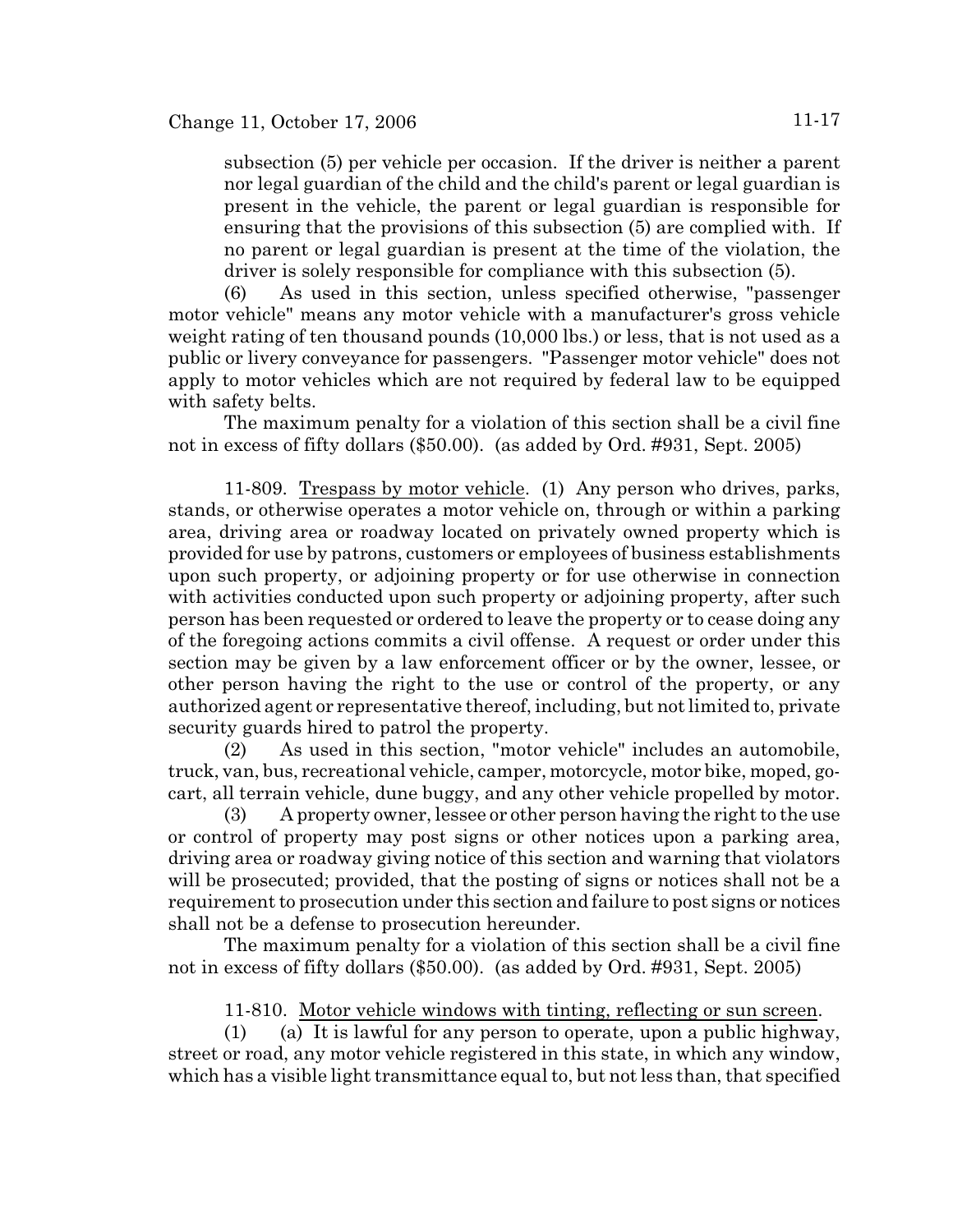subsection (5) per vehicle per occasion. If the driver is neither a parent nor legal guardian of the child and the child's parent or legal guardian is present in the vehicle, the parent or legal guardian is responsible for ensuring that the provisions of this subsection (5) are complied with. If no parent or legal guardian is present at the time of the violation, the driver is solely responsible for compliance with this subsection (5).

(6) As used in this section, unless specified otherwise, "passenger motor vehicle" means any motor vehicle with a manufacturer's gross vehicle weight rating of ten thousand pounds (10,000 lbs.) or less, that is not used as a public or livery conveyance for passengers. "Passenger motor vehicle" does not apply to motor vehicles which are not required by federal law to be equipped with safety belts.

The maximum penalty for a violation of this section shall be a civil fine not in excess of fifty dollars ($50.00). (as added by Ord. #931, Sept. 2005)

11-809. Trespass by motor vehicle. (1) Any person who drives, parks, stands, or otherwise operates a motor vehicle on, through or within a parking area, driving area or roadway located on privately owned property which is provided for use by patrons, customers or employees of business establishments upon such property, or adjoining property or for use otherwise in connection with activities conducted upon such property or adjoining property, after such person has been requested or ordered to leave the property or to cease doing any of the foregoing actions commits a civil offense. A request or order under this section may be given by a law enforcement officer or by the owner, lessee, or other person having the right to the use or control of the property, or any authorized agent or representative thereof, including, but not limited to, private security guards hired to patrol the property.

(2) As used in this section, "motor vehicle" includes an automobile, truck, van, bus, recreational vehicle, camper, motorcycle, motor bike, moped, go-cart, all terrain vehicle, dune buggy, and any other vehicle propelled by motor.

(3) A property owner, lessee or other person having the right to the use or control of property may post signs or other notices upon a parking area, driving area or roadway giving notice of this section and warning that violators will be prosecuted; provided, that the posting of signs or notices shall not be a requirement to prosecution under this section and failure to post signs or notices shall not be a defense to prosecution hereunder.

The maximum penalty for a violation of this section shall be a civil fine not in excess of fifty dollars ($50.00). (as added by Ord. #931, Sept. 2005)

11-810. Motor vehicle windows with tinting, reflecting or sun screen.

(1) (a) It is lawful for any person to operate, upon a public highway, street or road, any motor vehicle registered in this state, in which any window, which has a visible light transmittance equal to, but not less than, that specified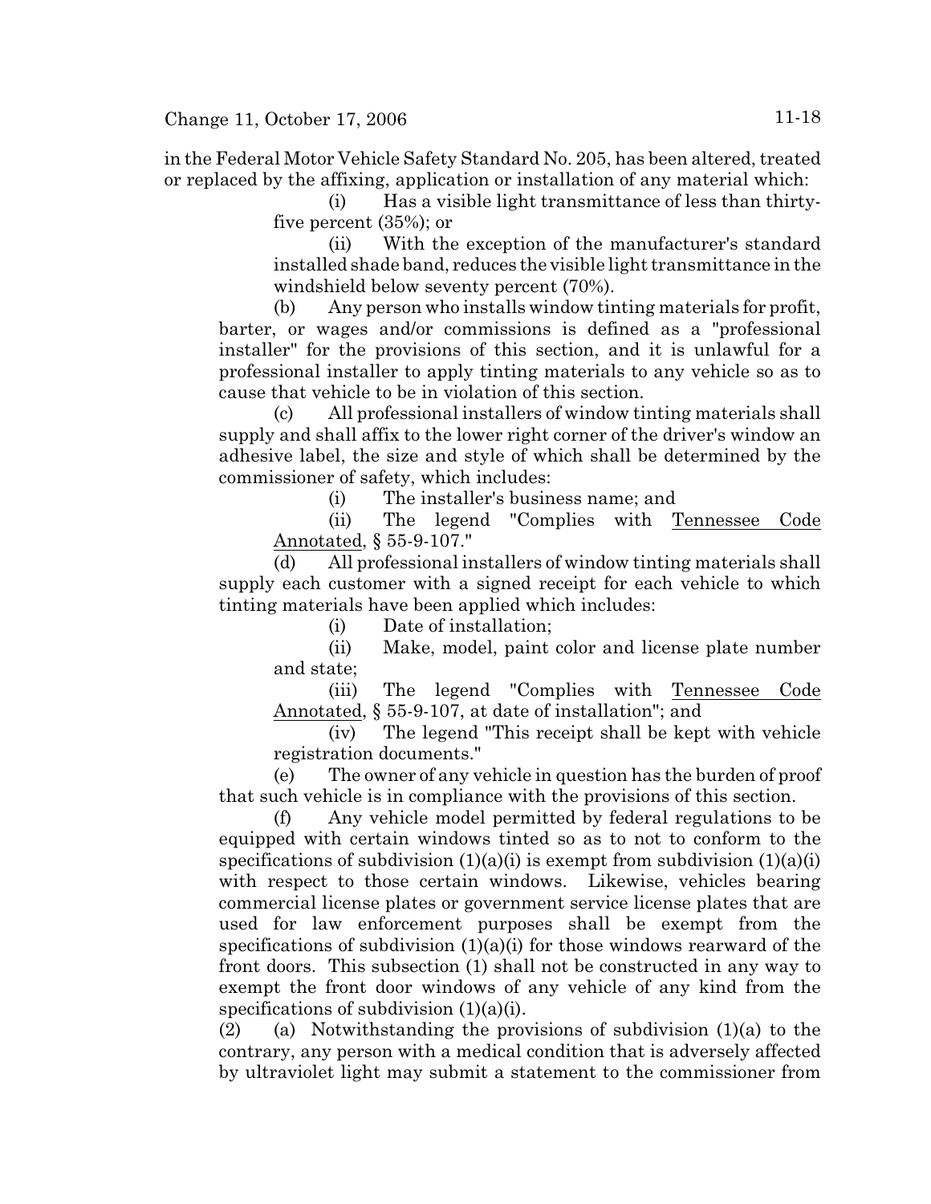in the Federal Motor Vehicle Safety Standard No. 205, has been altered, treated or replaced by the affixing, application or installation of any material which:

(i) Has a visible light transmittance of less than thirty-five percent (35%); or

(ii) With the exception of the manufacturer's standard installed shade band, reduces the visible light transmittance in the windshield below seventy percent (70%).

(b) Any person who installs window tinting materials for profit, barter, or wages and/or commissions is defined as a "professional installer" for the provisions of this section, and it is unlawful for a professional installer to apply tinting materials to any vehicle so as to cause that vehicle to be in violation of this section.

(c) All professional installers of window tinting materials shall supply and shall affix to the lower right corner of the driver's window an adhesive label, the size and style of which shall be determined by the commissioner of safety, which includes:

(i) The installer's business name; and

(ii) The legend "Complies with Tennessee Code Annotated, § 55-9-107."

(d) All professional installers of window tinting materials shall supply each customer with a signed receipt for each vehicle to which tinting materials have been applied which includes:

(i) Date of installation;

(ii) Make, model, paint color and license plate number and state;

(iii) The legend "Complies with Tennessee Code Annotated, § 55-9-107, at date of installation"; and

(iv) The legend "This receipt shall be kept with vehicle registration documents."

(e) The owner of any vehicle in question has the burden of proof that such vehicle is in compliance with the provisions of this section.

(f) Any vehicle model permitted by federal regulations to be equipped with certain windows tinted so as to not to conform to the specifications of subdivision (1)(a)(i) is exempt from subdivision (1)(a)(i) with respect to those certain windows. Likewise, vehicles bearing commercial license plates or government service license plates that are used for law enforcement purposes shall be exempt from the specifications of subdivision (1)(a)(i) for those windows rearward of the front doors. This subsection (1) shall not be constructed in any way to exempt the front door windows of any vehicle of any kind from the specifications of subdivision (1)(a)(i).

(2) (a) Notwithstanding the provisions of subdivision (1)(a) to the contrary, any person with a medical condition that is adversely affected by ultraviolet light may submit a statement to the commissioner from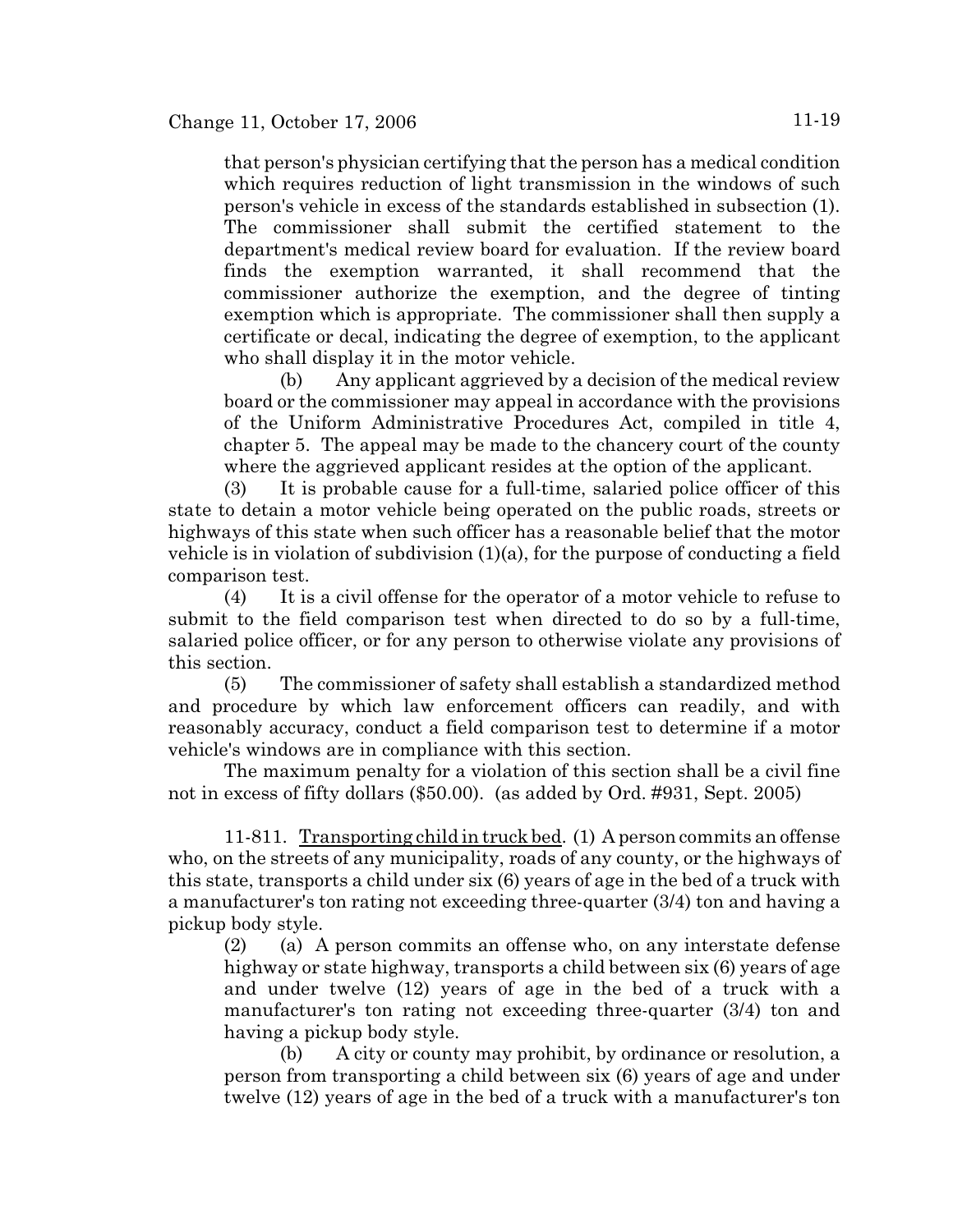that person's physician certifying that the person has a medical condition which requires reduction of light transmission in the windows of such person's vehicle in excess of the standards established in subsection (1). The commissioner shall submit the certified statement to the department's medical review board for evaluation. If the review board finds the exemption warranted, it shall recommend that the commissioner authorize the exemption, and the degree of tinting exemption which is appropriate. The commissioner shall then supply a certificate or decal, indicating the degree of exemption, to the applicant who shall display it in the motor vehicle.

(b) Any applicant aggrieved by a decision of the medical review board or the commissioner may appeal in accordance with the provisions of the Uniform Administrative Procedures Act, compiled in title 4, chapter 5. The appeal may be made to the chancery court of the county where the aggrieved applicant resides at the option of the applicant.

(3) It is probable cause for a full-time, salaried police officer of this state to detain a motor vehicle being operated on the public roads, streets or highways of this state when such officer has a reasonable belief that the motor vehicle is in violation of subdivision (1)(a), for the purpose of conducting a field comparison test.

(4) It is a civil offense for the operator of a motor vehicle to refuse to submit to the field comparison test when directed to do so by a full-time, salaried police officer, or for any person to otherwise violate any provisions of this section.

(5) The commissioner of safety shall establish a standardized method and procedure by which law enforcement officers can readily, and with reasonably accuracy, conduct a field comparison test to determine if a motor vehicle's windows are in compliance with this section.

The maximum penalty for a violation of this section shall be a civil fine not in excess of fifty dollars ($50.00). (as added by Ord. #931, Sept. 2005)

11-811. Transporting child in truck bed. (1) A person commits an offense who, on the streets of any municipality, roads of any county, or the highways of this state, transports a child under six (6) years of age in the bed of a truck with a manufacturer's ton rating not exceeding three-quarter (3/4) ton and having a pickup body style.

(2) (a) A person commits an offense who, on any interstate defense highway or state highway, transports a child between six (6) years of age and under twelve (12) years of age in the bed of a truck with a manufacturer's ton rating not exceeding three-quarter (3/4) ton and having a pickup body style.

(b) A city or county may prohibit, by ordinance or resolution, a person from transporting a child between six (6) years of age and under twelve (12) years of age in the bed of a truck with a manufacturer's ton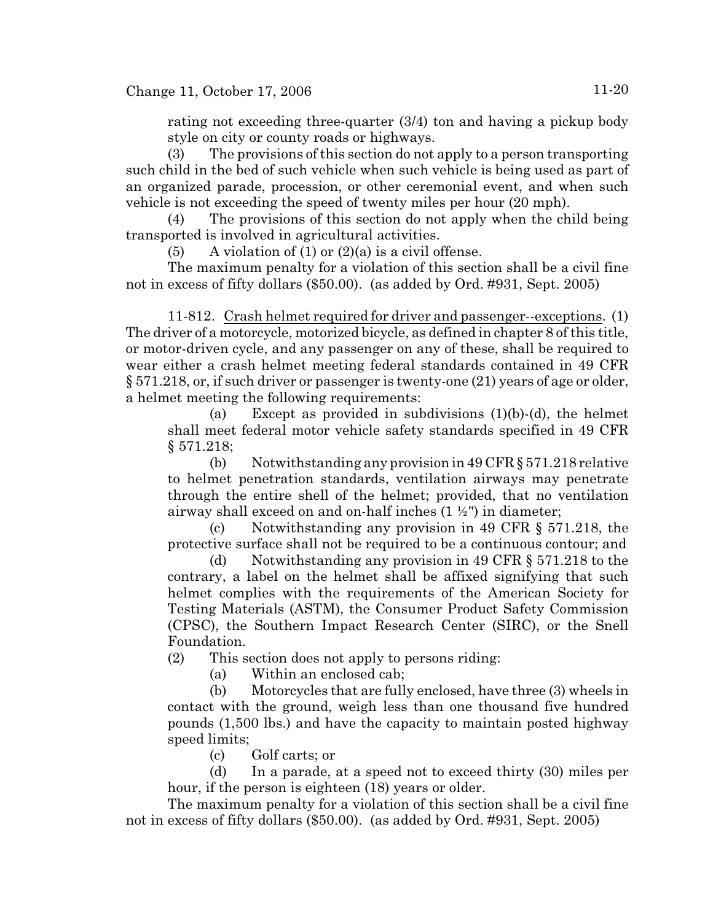rating not exceeding three-quarter (3/4) ton and having a pickup body style on city or county roads or highways.

(3) The provisions of this section do not apply to a person transporting such child in the bed of such vehicle when such vehicle is being used as part of an organized parade, procession, or other ceremonial event, and when such vehicle is not exceeding the speed of twenty miles per hour (20 mph).

(4) The provisions of this section do not apply when the child being transported is involved in agricultural activities.

(5) A violation of (1) or (2)(a) is a civil offense.

The maximum penalty for a violation of this section shall be a civil fine not in excess of fifty dollars ($50.00). (as added by Ord. #931, Sept. 2005)

11-812. Crash helmet required for driver and passenger--exceptions. (1) The driver of a motorcycle, motorized bicycle, as defined in chapter 8 of this title, or motor-driven cycle, and any passenger on any of these, shall be required to wear either a crash helmet meeting federal standards contained in 49 CFR § 571.218, or, if such driver or passenger is twenty-one (21) years of age or older, a helmet meeting the following requirements:

(a) Except as provided in subdivisions (1)(b)-(d), the helmet shall meet federal motor vehicle safety standards specified in 49 CFR § 571.218;

(b) Notwithstanding any provision in 49 CFR § 571.218 relative to helmet penetration standards, ventilation airways may penetrate through the entire shell of the helmet; provided, that no ventilation airway shall exceed on and on-half inches (1 ½") in diameter;

(c) Notwithstanding any provision in 49 CFR § 571.218, the protective surface shall not be required to be a continuous contour; and

(d) Notwithstanding any provision in 49 CFR § 571.218 to the contrary, a label on the helmet shall be affixed signifying that such helmet complies with the requirements of the American Society for Testing Materials (ASTM), the Consumer Product Safety Commission (CPSC), the Southern Impact Research Center (SIRC), or the Snell Foundation.

(2) This section does not apply to persons riding:

(a) Within an enclosed cab;

(b) Motorcycles that are fully enclosed, have three (3) wheels in contact with the ground, weigh less than one thousand five hundred pounds (1,500 lbs.) and have the capacity to maintain posted highway speed limits;

(c) Golf carts; or

(d) In a parade, at a speed not to exceed thirty (30) miles per hour, if the person is eighteen (18) years or older.

The maximum penalty for a violation of this section shall be a civil fine not in excess of fifty dollars ($50.00). (as added by Ord. #931, Sept. 2005)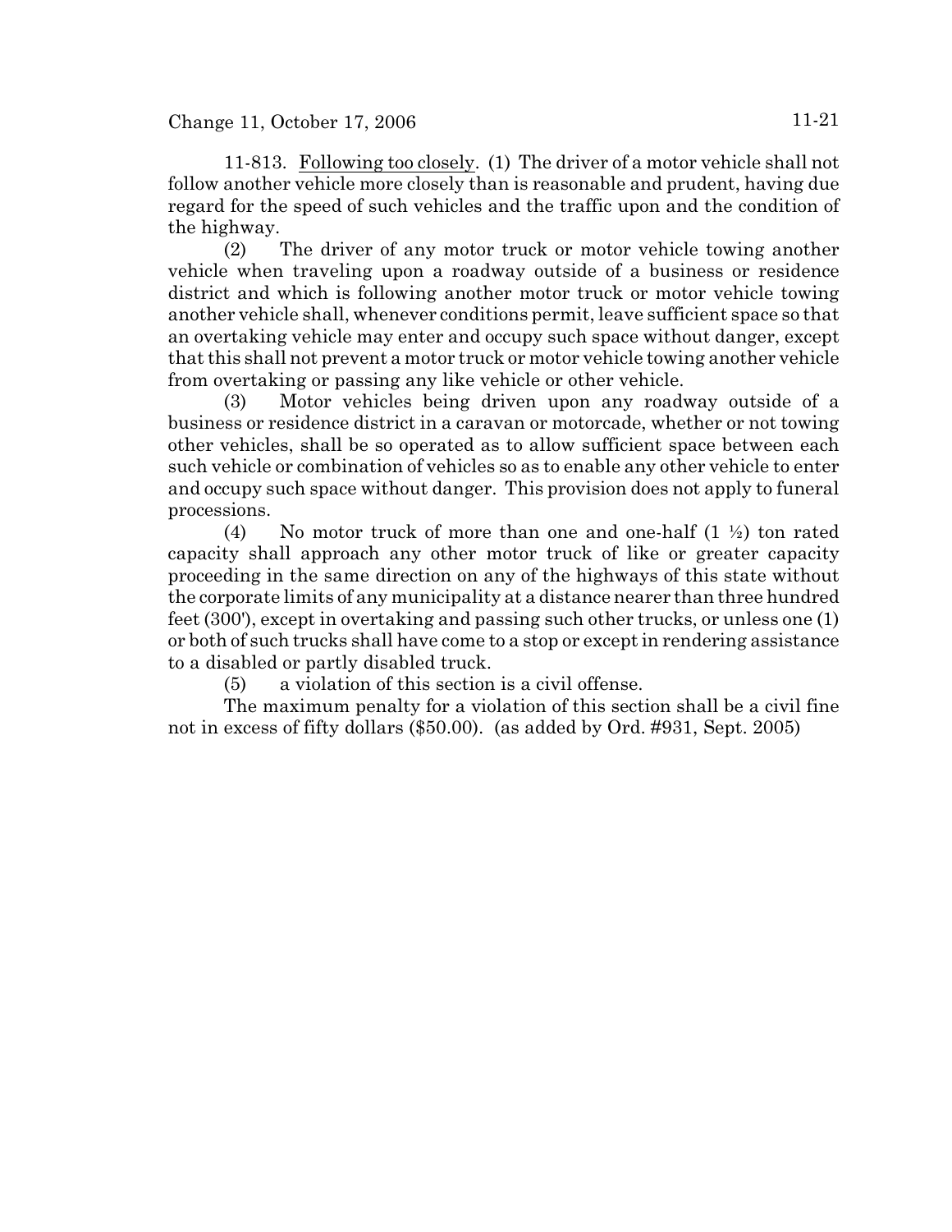11-813. Following too closely. (1) The driver of a motor vehicle shall not follow another vehicle more closely than is reasonable and prudent, having due regard for the speed of such vehicles and the traffic upon and the condition of the highway.

(2) The driver of any motor truck or motor vehicle towing another vehicle when traveling upon a roadway outside of a business or residence district and which is following another motor truck or motor vehicle towing another vehicle shall, whenever conditions permit, leave sufficient space so that an overtaking vehicle may enter and occupy such space without danger, except that this shall not prevent a motor truck or motor vehicle towing another vehicle from overtaking or passing any like vehicle or other vehicle.

(3) Motor vehicles being driven upon any roadway outside of a business or residence district in a caravan or motorcade, whether or not towing other vehicles, shall be so operated as to allow sufficient space between each such vehicle or combination of vehicles so as to enable any other vehicle to enter and occupy such space without danger. This provision does not apply to funeral processions.

(4) No motor truck of more than one and one-half (1 ½) ton rated capacity shall approach any other motor truck of like or greater capacity proceeding in the same direction on any of the highways of this state without the corporate limits of any municipality at a distance nearer than three hundred feet (300'), except in overtaking and passing such other trucks, or unless one (1) or both of such trucks shall have come to a stop or except in rendering assistance to a disabled or partly disabled truck.

(5) a violation of this section is a civil offense.

The maximum penalty for a violation of this section shall be a civil fine not in excess of fifty dollars ($50.00). (as added by Ord. #931, Sept. 2005)